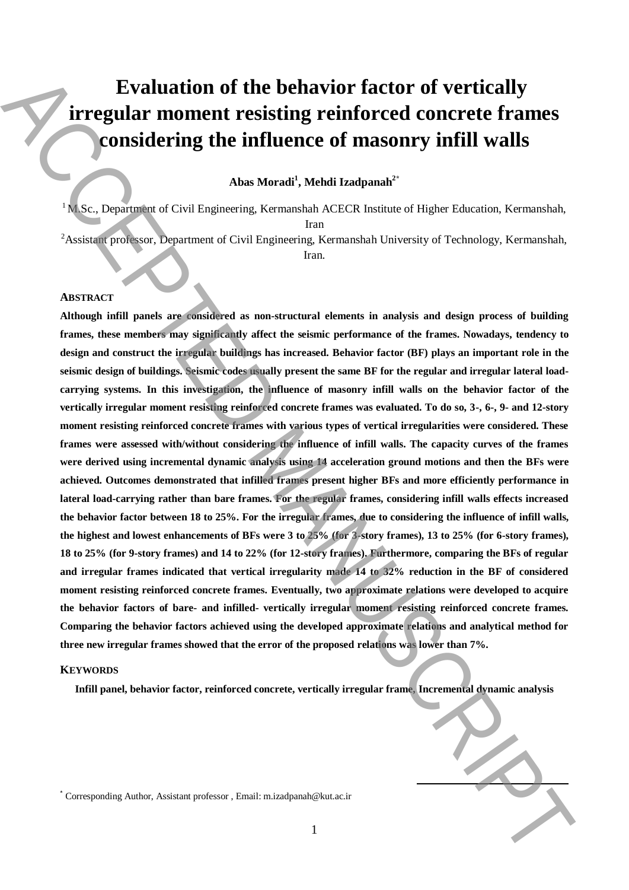# Evaluation of the behavior factor of vertically irregular moment resisting reinforced concrete frames considering the influence of masonry infill walls

**Abas Moradi[1], Mehdi Izadpanah[2*]**

[1] M.Sc., Department of Civil Engineering, Kermanshah ACECR Institute of Higher Education, Kermanshah, Iran

[2] Assistant professor, Department of Civil Engineering, Kermanshah University of Technology, Kermanshah, Iran.

## ABSTRACT

**Although infill panels are considered as non-structural elements in analysis and design process of building frames, these members may significantly affect the seismic performance of the frames. Nowadays, tendency to design and construct the irregular buildings has increased. Behavior factor (BF) plays an important role in the seismic design of buildings. Seismic codes usually present the same BF for the regular and irregular lateral load-carrying systems. In this investigation, the influence of masonry infill walls on the behavior factor of the vertically irregular moment resisting reinforced concrete frames was evaluated. To do so, 3-, 6-, 9- and 12-story moment resisting reinforced concrete frames with various types of vertical irregularities were considered. These frames were assessed with/without considering the influence of infill walls. The capacity curves of the frames were derived using incremental dynamic analysis using 14 acceleration ground motions and then the BFs were achieved. Outcomes demonstrated that infilled frames present higher BFs and more efficiently performance in lateral load-carrying rather than bare frames. For the regular frames, considering infill walls effects increased the behavior factor between 18 to 25%. For the irregular frames, due to considering the influence of infill walls, the highest and lowest enhancements of BFs were 3 to 25% (for 3-story frames), 13 to 25% (for 6-story frames), 18 to 25% (for 9-story frames) and 14 to 22% (for 12-story frames). Furthermore, comparing the BFs of regular and irregular frames indicated that vertical irregularity made 14 to 32% reduction in the BF of considered moment resisting reinforced concrete frames. Eventually, two approximate relations were developed to acquire the behavior factors of bare- and infilled- vertically irregular moment resisting reinforced concrete frames. Comparing the behavior factors achieved using the developed approximate relations and analytical method for three new irregular frames showed that the error of the proposed relations was lower than 7%.**

## KEYWORDS

**Infill panel, behavior factor, reinforced concrete, vertically irregular frame, Incremental dynamic analysis**

[*] Corresponding Author, Assistant professor , Email: m.izadpanah@kut.ac.ir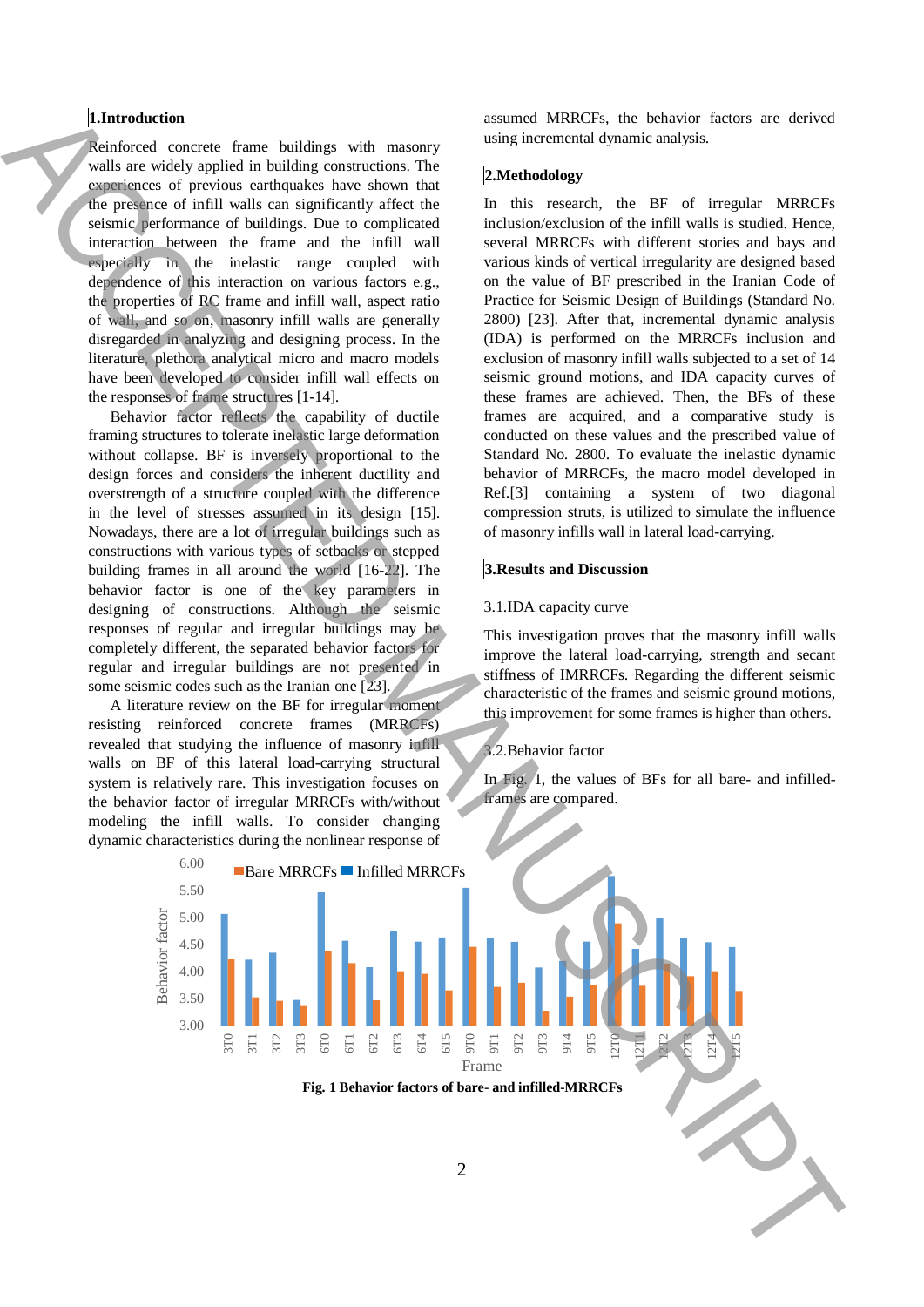## 1.Introduction

Reinforced concrete frame buildings with masonry walls are widely applied in building constructions. The experiences of previous earthquakes have shown that the presence of infill walls can significantly affect the seismic performance of buildings. Due to complicated interaction between the frame and the infill wall especially in the inelastic range coupled with dependence of this interaction on various factors e.g., the properties of RC frame and infill wall, aspect ratio of wall, and so on, masonry infill walls are generally disregarded in analyzing and designing process. In the literature, plethora analytical micro and macro models have been developed to consider infill wall effects on the responses of frame structures [1-14].

Behavior factor reflects the capability of ductile framing structures to tolerate inelastic large deformation without collapse. BF is inversely proportional to the design forces and considers the inherent ductility and overstrength of a structure coupled with the difference in the level of stresses assumed in its design [15]. Nowadays, there are a lot of irregular buildings such as constructions with various types of setbacks or stepped building frames in all around the world [16-22]. The behavior factor is one of the key parameters in designing of constructions. Although the seismic responses of regular and irregular buildings may be completely different, the separated behavior factors for regular and irregular buildings are not presented in some seismic codes such as the Iranian one [23].

A literature review on the BF for irregular moment resisting reinforced concrete frames (MRRCFs) revealed that studying the influence of masonry infill walls on BF of this lateral load-carrying structural system is relatively rare. This investigation focuses on the behavior factor of irregular MRRCFs with/without modeling the infill walls. To consider changing dynamic characteristics during the nonlinear response of assumed MRRCFs, the behavior factors are derived using incremental dynamic analysis.

## 2.Methodology

In this research, the BF of irregular MRRCFs inclusion/exclusion of the infill walls is studied. Hence, several MRRCFs with different stories and bays and various kinds of vertical irregularity are designed based on the value of BF prescribed in the Iranian Code of Practice for Seismic Design of Buildings (Standard No. 2800) [23]. After that, incremental dynamic analysis (IDA) is performed on the MRRCFs inclusion and exclusion of masonry infill walls subjected to a set of 14 seismic ground motions, and IDA capacity curves of these frames are acquired, and a comparative study is conducted on these values and the prescribed value of Standard No. 2800. To evaluate the inelastic dynamic behavior of MRRCFs, the macro model developed in Ref.[3] containing a system of two diagonal compression struts, is utilized to simulate the influence of masonry infills wall in lateral load-carrying.

## 3.Results and Discussion

### 3.1.IDA capacity curve

This investigation proves that the masonry infill walls improve the lateral load-carrying, strength and secant stiffness of IMRRCFs. Regarding the different seismic characteristic of the frames and seismic ground motions, this improvement for some frames is higher than others.

### 3.2.Behavior factor

In Fig. 1, the values of BFs for all bare- and infilled-frames are compared.

Bare MRRCFs
Infilled MRRCFs
Behavior factor
6.00
5.50
5.00
4.50
4.00
3.50
3.00
3T0 3T1 3T2 3T3 6T0 6T1 6T2 6T3 6T4 6T5 9T0 9T1 9T2 9T3 9T4 9T5 12T0 12T1 12T2 12T3 12T4 12T5
Frame

**Fig. 1 Behavior factors of bare- and infilled-MRRCFs**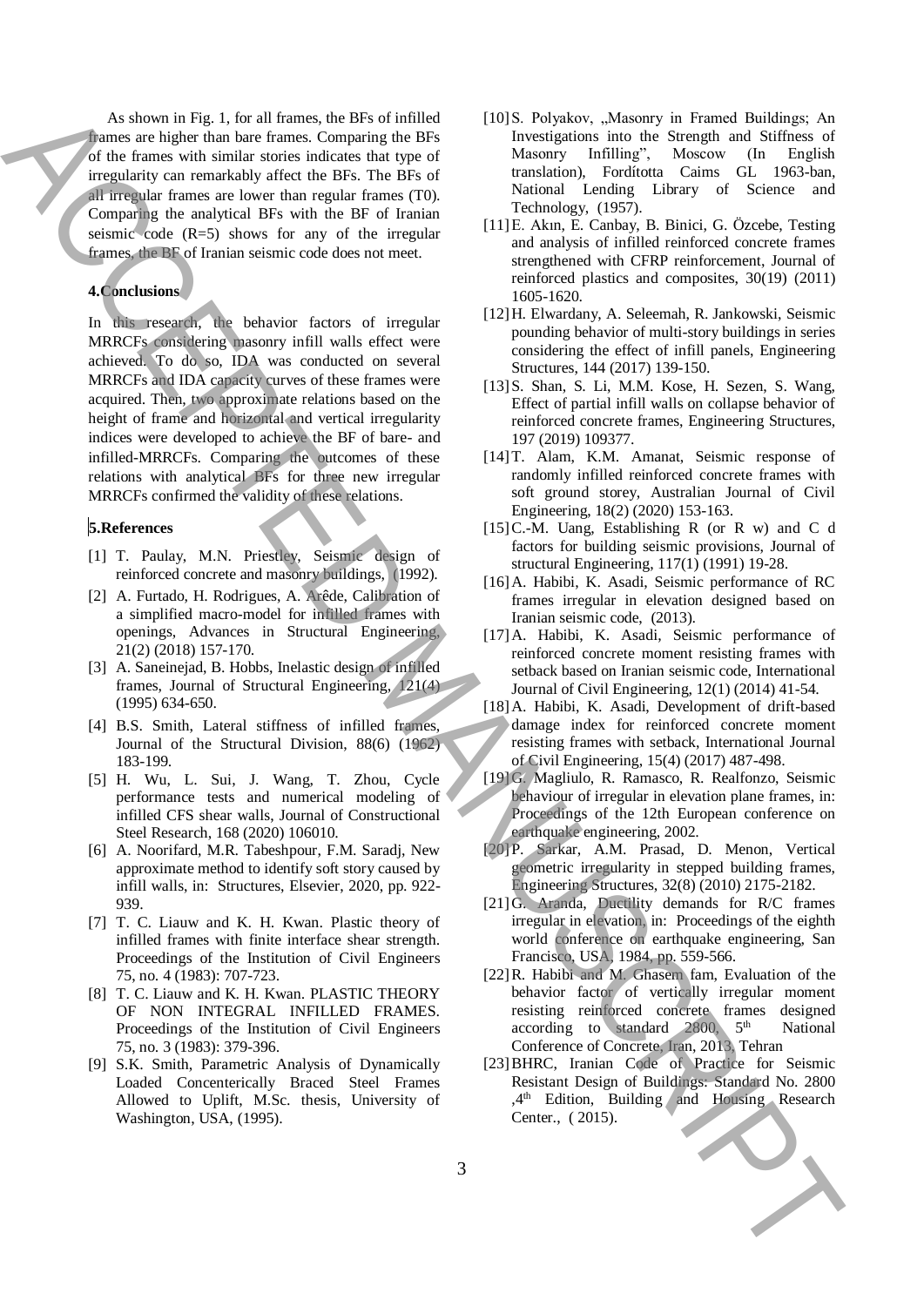As shown in Fig. 1, for all frames, the BFs of infilled frames are higher than bare frames. Comparing the BFs of the frames with similar stories indicates that type of irregularity can remarkably affect the BFs. The BFs of all irregular frames are lower than regular frames (T0). Comparing the analytical BFs with the BF of Iranian seismic code (R=5) shows for any of the irregular frames, the BF of Iranian seismic code does not meet.

## 4.Conclusions

In this research, the behavior factors of irregular MRRCFs considering masonry infill walls effect were achieved. To do so, IDA was conducted on several MRRCFs and IDA capacity curves of these frames were acquired. Then, two approximate relations based on the height of frame and horizontal and vertical irregularity indices were developed to achieve the BF of bare- and infilled-MRRCFs. Comparing the outcomes of these relations with analytical BFs for three new irregular MRRCFs confirmed the validity of these relations.

## 5.References

[1] T. Paulay, M.N. Priestley, Seismic design of reinforced concrete and masonry buildings, (1992).

[2] A. Furtado, H. Rodrigues, A. Arêde, Calibration of a simplified macro-model for infilled frames with openings, Advances in Structural Engineering, 21(2) (2018) 157-170.

[3] A. Saneinejad, B. Hobbs, Inelastic design of infilled frames, Journal of Structural Engineering, 121(4) (1995) 634-650.

[4] B.S. Smith, Lateral stiffness of infilled frames, Journal of the Structural Division, 88(6) (1962) 183-199.

[5] H. Wu, L. Sui, J. Wang, T. Zhou, Cycle performance tests and numerical modeling of infilled CFS shear walls, Journal of Constructional Steel Research, 168 (2020) 106010.

[6] A. Noorifard, M.R. Tabeshpour, F.M. Saradj, New approximate method to identify soft story caused by infill walls, in: Structures, Elsevier, 2020, pp. 922-939.

[7] T. C. Liauw and K. H. Kwan. Plastic theory of infilled frames with finite interface shear strength. Proceedings of the Institution of Civil Engineers 75, no. 4 (1983): 707-723.

[8] T. C. Liauw and K. H. Kwan. PLASTIC THEORY OF NON INTEGRAL INFILLED FRAMES. Proceedings of the Institution of Civil Engineers 75, no. 3 (1983): 379-396.

[9] S.K. Smith, Parametric Analysis of Dynamically Loaded Concentrically Braced Steel Frames Allowed to Uplift, M.Sc. thesis, University of Washington, USA, (1995).

[10] S. Polyakov, „Masonry in Framed Buildings; An Investigations into the Strength and Stiffness of Masonry Infilling", Moscow (In English translation), Fordította Caims GL 1963-ban, National Lending Library of Science and Technology, (1957).

[11] E. Akın, E. Canbay, B. Binici, G. Özcebe, Testing and analysis of infilled reinforced concrete frames strengthened with CFRP reinforcement, Journal of reinforced plastics and composites, 30(19) (2011) 1605-1620.

[12] H. Elwardany, A. Seleemah, R. Jankowski, Seismic pounding behavior of multi-story buildings in series considering the effect of infill panels, Engineering Structures, 144 (2017) 139-150.

[13] S. Shan, S. Li, M.M. Kose, H. Sezen, S. Wang, Effect of partial infill walls on collapse behavior of reinforced concrete frames, Engineering Structures, 197 (2019) 109377.

[14] T. Alam, K.M. Amanat, Seismic response of randomly infilled reinforced concrete frames with soft ground storey, Australian Journal of Civil Engineering, 18(2) (2020) 153-163.

[15] C.-M. Uang, Establishing R (or R w) and C d factors for building seismic provisions, Journal of structural Engineering, 117(1) (1991) 19-28.

[16] A. Habibi, K. Asadi, Seismic performance of RC frames irregular in elevation designed based on Iranian seismic code, (2013).

[17] A. Habibi, K. Asadi, Seismic performance of reinforced concrete moment resisting frames with setback based on Iranian seismic code, International Journal of Civil Engineering, 12(1) (2014) 41-54.

[18] A. Habibi, K. Asadi, Development of drift-based damage index for reinforced concrete moment resisting frames with setback, International Journal of Civil Engineering, 15(4) (2017) 487-498.

[19] G. Magliulo, R. Ramasco, R. Realfonzo, Seismic behaviour of irregular in elevation plane frames, in: Proceedings of the 12th European conference on earthquake engineering, 2002.

[20] P. Sarkar, A.M. Prasad, D. Menon, Vertical geometric irregularity in stepped building frames, Engineering Structures, 32(8) (2010) 2175-2182.

[21] G. Aranda, Ductility demands for R/C frames irregular in elevation, in: Proceedings of the eighth world conference on earthquake engineering, San Francisco, USA, 1984, pp. 559-566.

[22] R. Habibi and M. Ghasem fam, Evaluation of the behavior factor of vertically irregular moment resisting reinforced concrete frames designed according to standard 2800, 5th National Conference of Concrete, Iran, 2013, Tehran

[23] BHRC, Iranian Code of Practice for Seismic Resistant Design of Buildings: Standard No. 2800 ,4th Edition, Building and Housing Research Center., ( 2015).